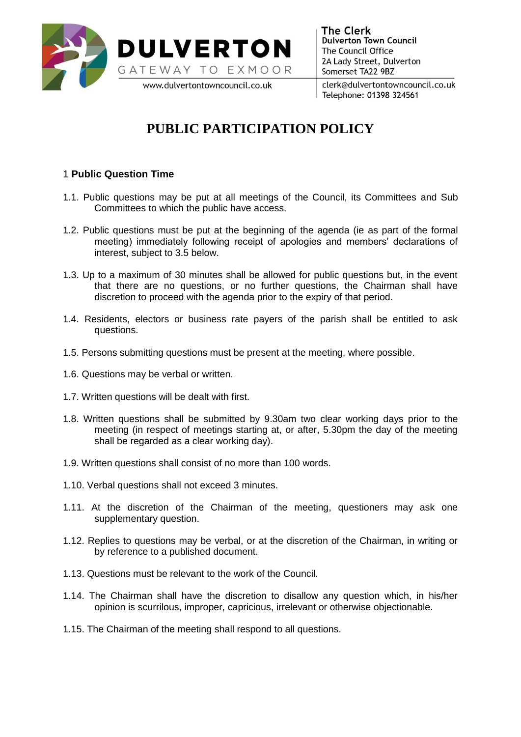**DULVERTON**
GATEWAY TO EXMOOR
www.dulvertontowncouncil.co.uk

**The Clerk**
**Dulverton Town Council**
The Council Office
2A Lady Street, Dulverton
Somerset TA22 9BZ
clerk@dulvertontowncouncil.co.uk
Telephone: 01398 324561

# PUBLIC PARTICIPATION POLICY

## 1 Public Question Time

1.1. Public questions may be put at all meetings of the Council, its Committees and Sub Committees to which the public have access.

1.2. Public questions must be put at the beginning of the agenda (ie as part of the formal meeting) immediately following receipt of apologies and members' declarations of interest, subject to 3.5 below.

1.3. Up to a maximum of 30 minutes shall be allowed for public questions but, in the event that there are no questions, or no further questions, the Chairman shall have discretion to proceed with the agenda prior to the expiry of that period.

1.4. Residents, electors or business rate payers of the parish shall be entitled to ask questions.

1.5. Persons submitting questions must be present at the meeting, where possible.

1.6. Questions may be verbal or written.

1.7. Written questions will be dealt with first.

1.8. Written questions shall be submitted by 9.30am two clear working days prior to the meeting (in respect of meetings starting at, or after, 5.30pm the day of the meeting shall be regarded as a clear working day).

1.9. Written questions shall consist of no more than 100 words.

1.10. Verbal questions shall not exceed 3 minutes.

1.11. At the discretion of the Chairman of the meeting, questioners may ask one supplementary question.

1.12. Replies to questions may be verbal, or at the discretion of the Chairman, in writing or by reference to a published document.

1.13. Questions must be relevant to the work of the Council.

1.14. The Chairman shall have the discretion to disallow any question which, in his/her opinion is scurrilous, improper, capricious, irrelevant or otherwise objectionable.

1.15. The Chairman of the meeting shall respond to all questions.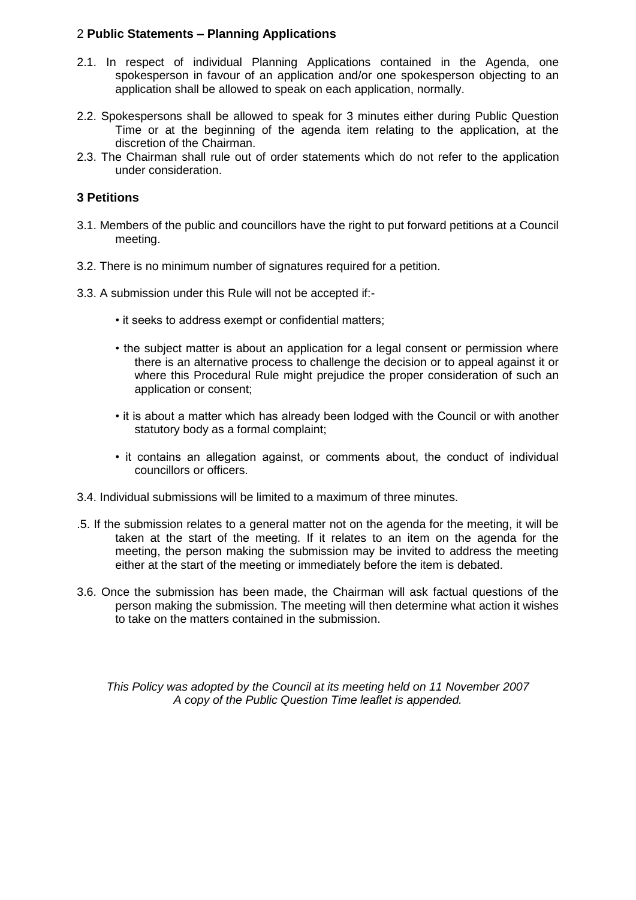## 2 Public Statements – Planning Applications

2.1. In respect of individual Planning Applications contained in the Agenda, one spokesperson in favour of an application and/or one spokesperson objecting to an application shall be allowed to speak on each application, normally.

2.2. Spokespersons shall be allowed to speak for 3 minutes either during Public Question Time or at the beginning of the agenda item relating to the application, at the discretion of the Chairman.

2.3. The Chairman shall rule out of order statements which do not refer to the application under consideration.

## 3 Petitions

3.1. Members of the public and councillors have the right to put forward petitions at a Council meeting.

3.2. There is no minimum number of signatures required for a petition.

3.3. A submission under this Rule will not be accepted if:-

- it seeks to address exempt or confidential matters;
- the subject matter is about an application for a legal consent or permission where there is an alternative process to challenge the decision or to appeal against it or where this Procedural Rule might prejudice the proper consideration of such an application or consent;
- it is about a matter which has already been lodged with the Council or with another statutory body as a formal complaint;
- it contains an allegation against, or comments about, the conduct of individual councillors or officers.

3.4. Individual submissions will be limited to a maximum of three minutes.

.5. If the submission relates to a general matter not on the agenda for the meeting, it will be taken at the start of the meeting. If it relates to an item on the agenda for the meeting, the person making the submission may be invited to address the meeting either at the start of the meeting or immediately before the item is debated.

3.6. Once the submission has been made, the Chairman will ask factual questions of the person making the submission. The meeting will then determine what action it wishes to take on the matters contained in the submission.

*This Policy was adopted by the Council at its meeting held on 11 November 2007*
*A copy of the Public Question Time leaflet is appended.*